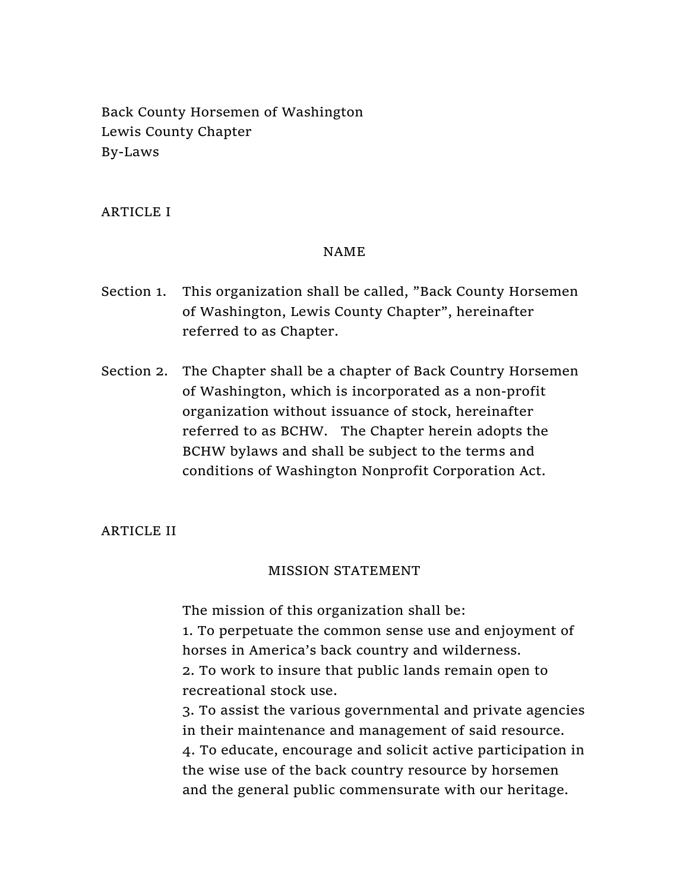Back County Horsemen of Washington
Lewis County Chapter
By-Laws

## ARTICLE I

### NAME

Section 1. This organization shall be called, "Back County Horsemen of Washington, Lewis County Chapter", hereinafter referred to as Chapter.

Section 2. The Chapter shall be a chapter of Back Country Horsemen of Washington, which is incorporated as a non-profit organization without issuance of stock, hereinafter referred to as BCHW. The Chapter herein adopts the BCHW bylaws and shall be subject to the terms and conditions of Washington Nonprofit Corporation Act.

## ARTICLE II

### MISSION STATEMENT

The mission of this organization shall be:

1. To perpetuate the common sense use and enjoyment of horses in America's back country and wilderness.
2. To work to insure that public lands remain open to recreational stock use.
3. To assist the various governmental and private agencies in their maintenance and management of said resource.
4. To educate, encourage and solicit active participation in the wise use of the back country resource by horsemen and the general public commensurate with our heritage.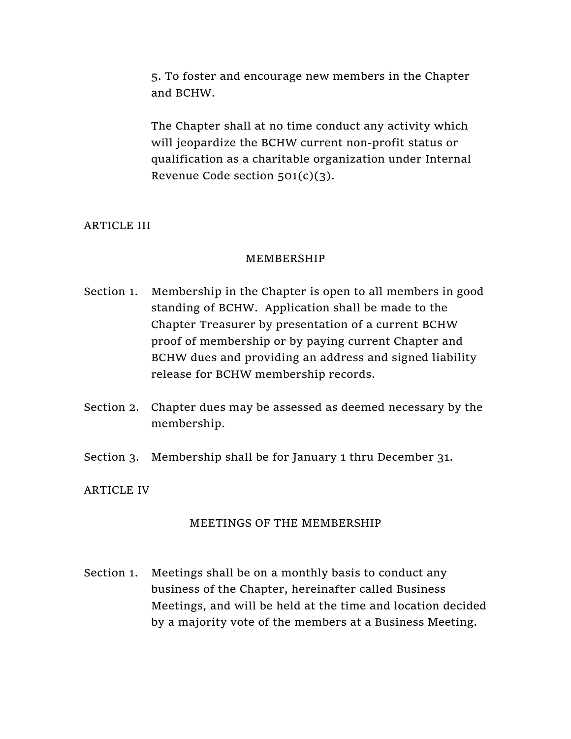5. To foster and encourage new members in the Chapter and BCHW.

The Chapter shall at no time conduct any activity which will jeopardize the BCHW current non-profit status or qualification as a charitable organization under Internal Revenue Code section 501(c)(3).

## ARTICLE III

### MEMBERSHIP

Section 1. Membership in the Chapter is open to all members in good standing of BCHW. Application shall be made to the Chapter Treasurer by presentation of a current BCHW proof of membership or by paying current Chapter and BCHW dues and providing an address and signed liability release for BCHW membership records.

Section 2. Chapter dues may be assessed as deemed necessary by the membership.

Section 3. Membership shall be for January 1 thru December 31.

## ARTICLE IV

### MEETINGS OF THE MEMBERSHIP

Section 1. Meetings shall be on a monthly basis to conduct any business of the Chapter, hereinafter called Business Meetings, and will be held at the time and location decided by a majority vote of the members at a Business Meeting.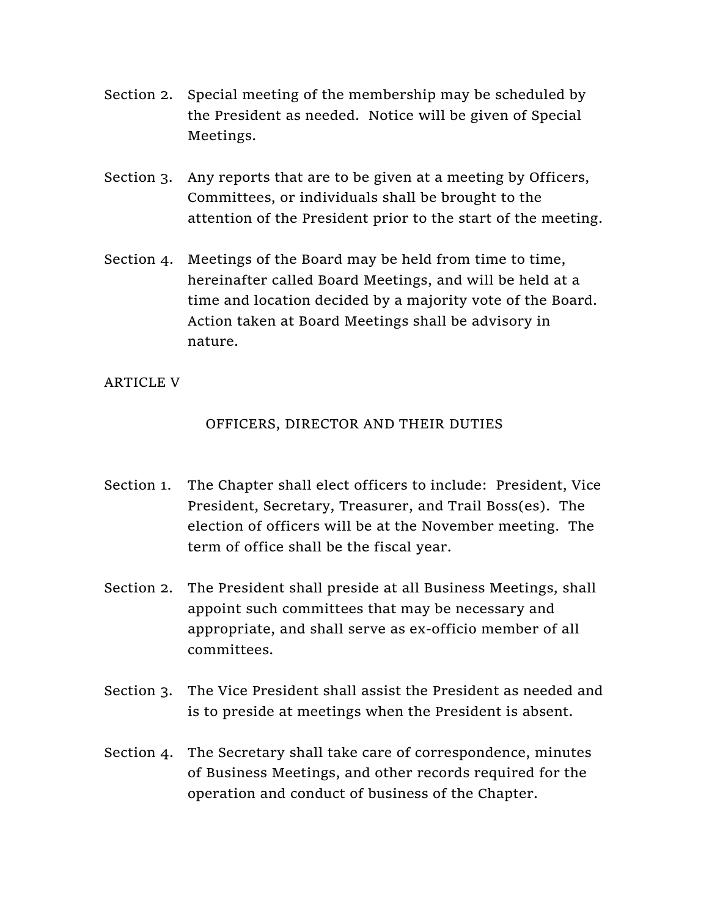Section 2. Special meeting of the membership may be scheduled by the President as needed. Notice will be given of Special Meetings.

Section 3. Any reports that are to be given at a meeting by Officers, Committees, or individuals shall be brought to the attention of the President prior to the start of the meeting.

Section 4. Meetings of the Board may be held from time to time, hereinafter called Board Meetings, and will be held at a time and location decided by a majority vote of the Board. Action taken at Board Meetings shall be advisory in nature.

## ARTICLE V

## OFFICERS, DIRECTOR AND THEIR DUTIES

Section 1. The Chapter shall elect officers to include: President, Vice President, Secretary, Treasurer, and Trail Boss(es). The election of officers will be at the November meeting. The term of office shall be the fiscal year.

Section 2. The President shall preside at all Business Meetings, shall appoint such committees that may be necessary and appropriate, and shall serve as ex-officio member of all committees.

Section 3. The Vice President shall assist the President as needed and is to preside at meetings when the President is absent.

Section 4. The Secretary shall take care of correspondence, minutes of Business Meetings, and other records required for the operation and conduct of business of the Chapter.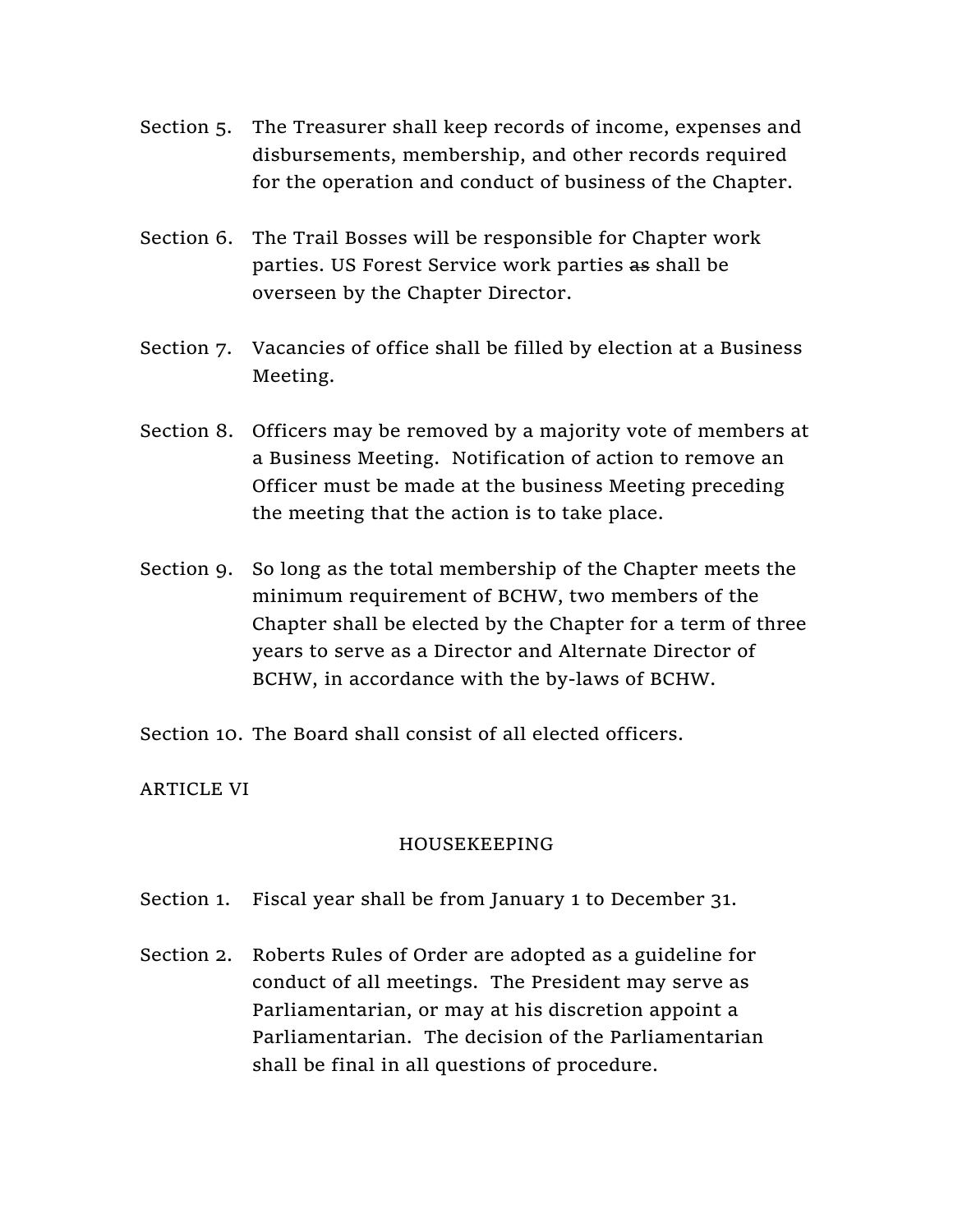Section 5. The Treasurer shall keep records of income, expenses and disbursements, membership, and other records required for the operation and conduct of business of the Chapter.

Section 6. The Trail Bosses will be responsible for Chapter work parties. US Forest Service work parties ~~as~~ shall be overseen by the Chapter Director.

Section 7. Vacancies of office shall be filled by election at a Business Meeting.

Section 8. Officers may be removed by a majority vote of members at a Business Meeting. Notification of action to remove an Officer must be made at the business Meeting preceding the meeting that the action is to take place.

Section 9. So long as the total membership of the Chapter meets the minimum requirement of BCHW, two members of the Chapter shall be elected by the Chapter for a term of three years to serve as a Director and Alternate Director of BCHW, in accordance with the by-laws of BCHW.

Section 10. The Board shall consist of all elected officers.

ARTICLE VI

## HOUSEKEEPING

Section 1. Fiscal year shall be from January 1 to December 31.

Section 2. Roberts Rules of Order are adopted as a guideline for conduct of all meetings. The President may serve as Parliamentarian, or may at his discretion appoint a Parliamentarian. The decision of the Parliamentarian shall be final in all questions of procedure.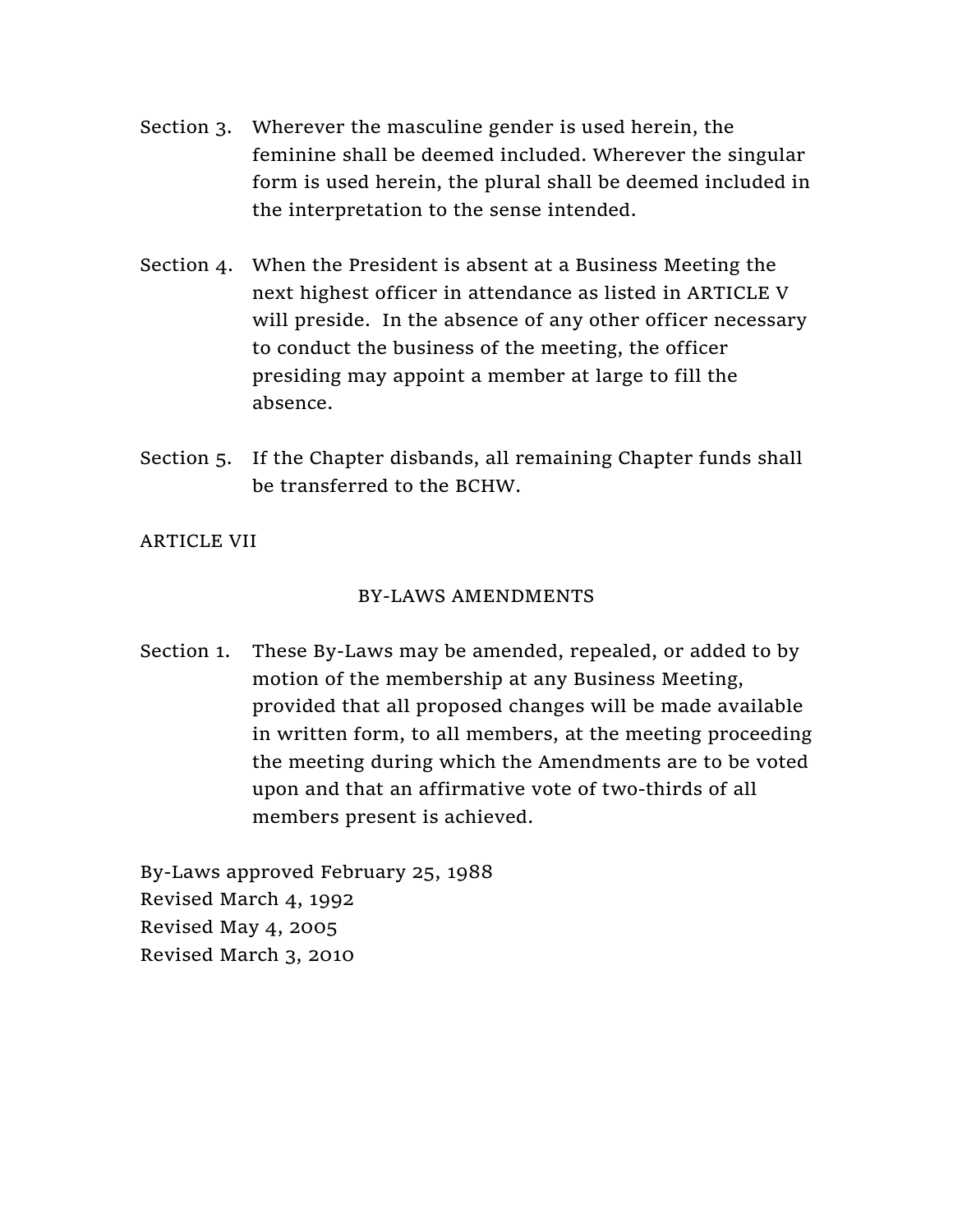Section 3. Wherever the masculine gender is used herein, the feminine shall be deemed included. Wherever the singular form is used herein, the plural shall be deemed included in the interpretation to the sense intended.

Section 4. When the President is absent at a Business Meeting the next highest officer in attendance as listed in ARTICLE V will preside. In the absence of any other officer necessary to conduct the business of the meeting, the officer presiding may appoint a member at large to fill the absence.

Section 5. If the Chapter disbands, all remaining Chapter funds shall be transferred to the BCHW.

ARTICLE VII

## BY-LAWS AMENDMENTS

Section 1. These By-Laws may be amended, repealed, or added to by motion of the membership at any Business Meeting, provided that all proposed changes will be made available in written form, to all members, at the meeting proceeding the meeting during which the Amendments are to be voted upon and that an affirmative vote of two-thirds of all members present is achieved.

By-Laws approved February 25, 1988
Revised March 4, 1992
Revised May 4, 2005
Revised March 3, 2010